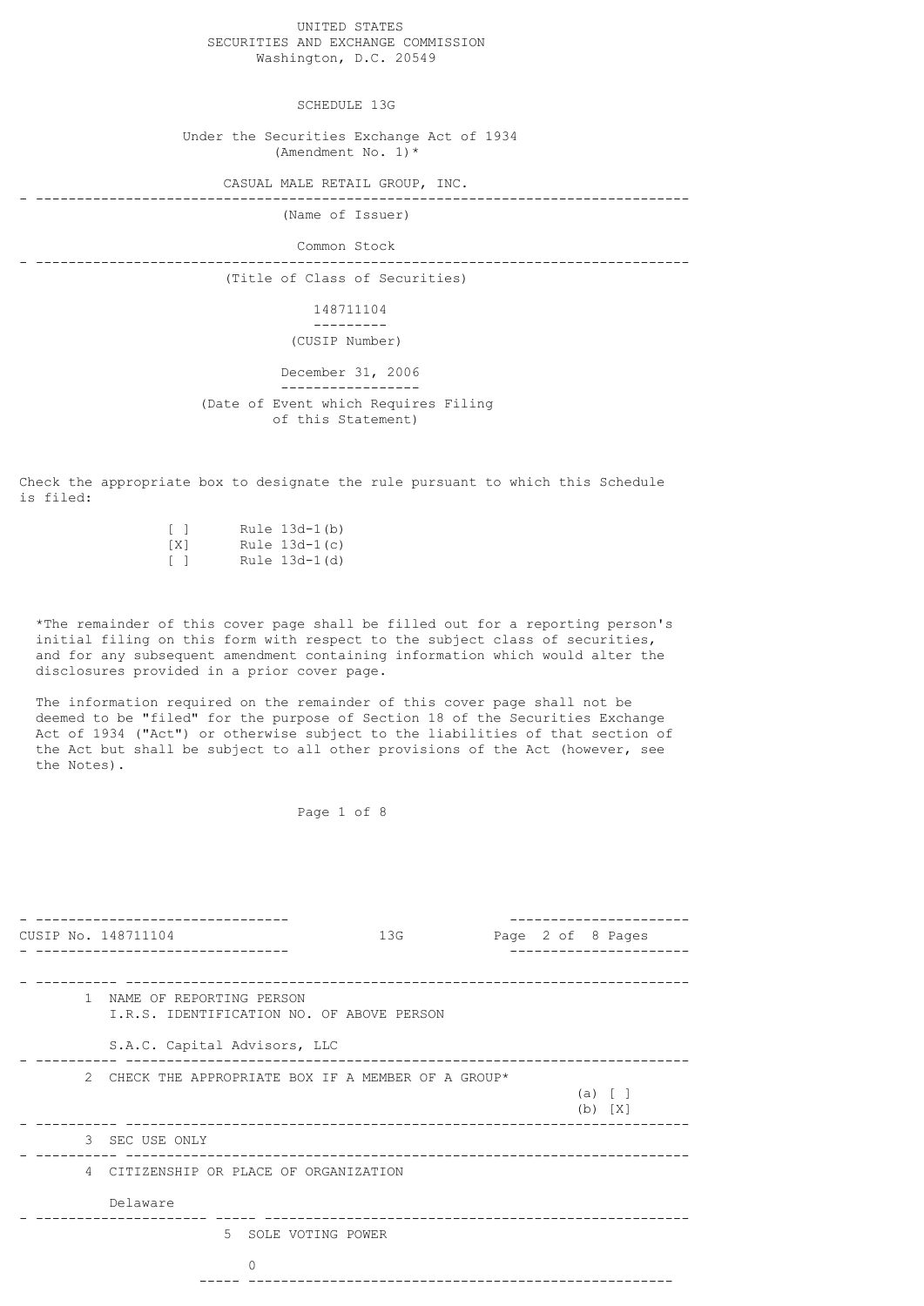UNITED STATES
SECURITIES AND EXCHANGE COMMISSION
Washington, D.C. 20549

# SCHEDULE 13G

Under the Securities Exchange Act of 1934
(Amendment No. 1)*

CASUAL MALE RETAIL GROUP, INC.

(Name of Issuer)

Common Stock

(Title of Class of Securities)

148711104

(CUSIP Number)

December 31, 2006

(Date of Event which Requires Filing of this Statement)

Check the appropriate box to designate the rule pursuant to which this Schedule is filed:

[ ] Rule 13d-1(b)
[X] Rule 13d-1(c)
[ ] Rule 13d-1(d)

*The remainder of this cover page shall be filled out for a reporting person's initial filing on this form with respect to the subject class of securities, and for any subsequent amendment containing information which would alter the disclosures provided in a prior cover page.

The information required on the remainder of this cover page shall not be deemed to be "filed" for the purpose of Section 18 of the Securities Exchange Act of 1934 ("Act") or otherwise subject to the liabilities of that section of the Act but shall be subject to all other provisions of the Act (however, see the Notes).

CUSIP No. 148711104 13G

| | |
|---|---|
| 1 | NAME OF REPORTING PERSON<br>I.R.S. IDENTIFICATION NO. OF ABOVE PERSON<br><br>S.A.C. Capital Advisors, LLC |
| 2 | CHECK THE APPROPRIATE BOX IF A MEMBER OF A GROUP*<br>(a) [ ]<br>(b) [X] |
| 3 | SEC USE ONLY |
| 4 | CITIZENSHIP OR PLACE OF ORGANIZATION<br><br>Delaware |
| 5 | SOLE VOTING POWER<br><br>0 |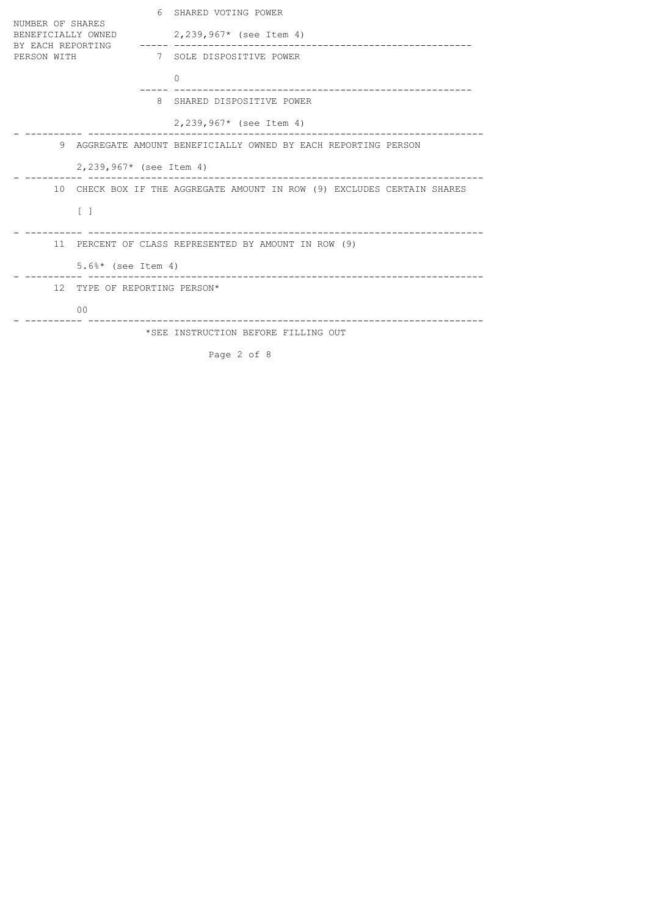| NUMBER OF SHARES BENEFICIALLY OWNED BY EACH REPORTING PERSON WITH | 6 | SHARED VOTING POWER<br><br>2,239,967* (see Item 4) |
| --- | --- | --- |
| | 7 | SOLE DISPOSITIVE POWER<br><br>0 |
| | 8 | SHARED DISPOSITIVE POWER<br><br>2,239,967* (see Item 4) |

| | |
| --- | --- |
| 9 | AGGREGATE AMOUNT BENEFICIALLY OWNED BY EACH REPORTING PERSON<br><br>2,239,967* (see Item 4) |
| 10 | CHECK BOX IF THE AGGREGATE AMOUNT IN ROW (9) EXCLUDES CERTAIN SHARES<br><br>[ ] |
| 11 | PERCENT OF CLASS REPRESENTED BY AMOUNT IN ROW (9)<br><br>5.6%* (see Item 4) |
| 12 | TYPE OF REPORTING PERSON*<br><br>OO |

*SEE INSTRUCTION BEFORE FILLING OUT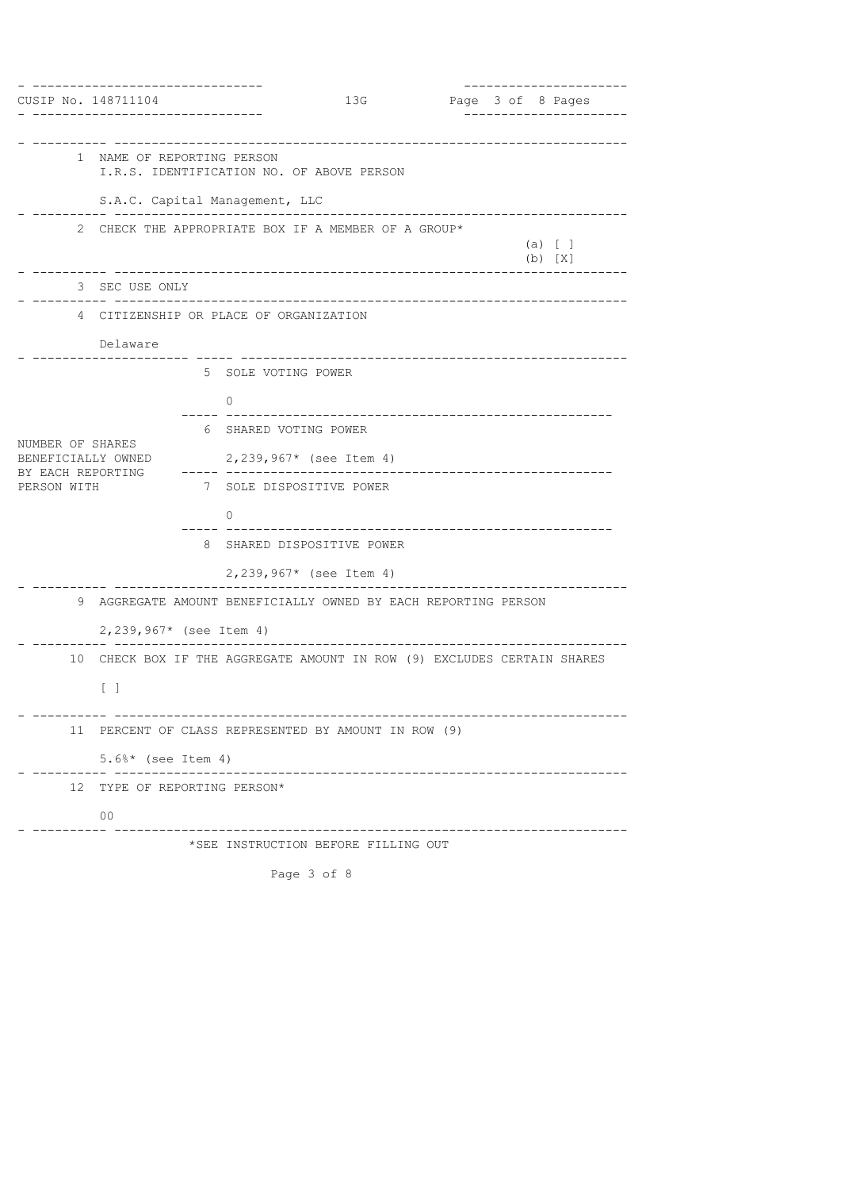CUSIP No. 148711104 | 13G

| | |
|---|---|
| 1 | NAME OF REPORTING PERSON<br>I.R.S. IDENTIFICATION NO. OF ABOVE PERSON<br><br>S.A.C. Capital Management, LLC |
| 2 | CHECK THE APPROPRIATE BOX IF A MEMBER OF A GROUP*<br>(a) [ ]<br>(b) [X] |
| 3 | SEC USE ONLY |
| 4 | CITIZENSHIP OR PLACE OF ORGANIZATION<br><br>Delaware |

| | | |
|---|---|---|
| NUMBER OF SHARES BENEFICIALLY OWNED BY EACH REPORTING PERSON WITH | 5 | SOLE VOTING POWER<br><br>0 |
| | 6 | SHARED VOTING POWER<br><br>2,239,967* (see Item 4) |
| | 7 | SOLE DISPOSITIVE POWER<br><br>0 |
| | 8 | SHARED DISPOSITIVE POWER<br><br>2,239,967* (see Item 4) |

| | |
|---|---|
| 9 | AGGREGATE AMOUNT BENEFICIALLY OWNED BY EACH REPORTING PERSON<br><br>2,239,967* (see Item 4) |
| 10 | CHECK BOX IF THE AGGREGATE AMOUNT IN ROW (9) EXCLUDES CERTAIN SHARES<br><br>[ ] |
| 11 | PERCENT OF CLASS REPRESENTED BY AMOUNT IN ROW (9)<br><br>5.6%* (see Item 4) |
| 12 | TYPE OF REPORTING PERSON*<br><br>OO |

*SEE INSTRUCTION BEFORE FILLING OUT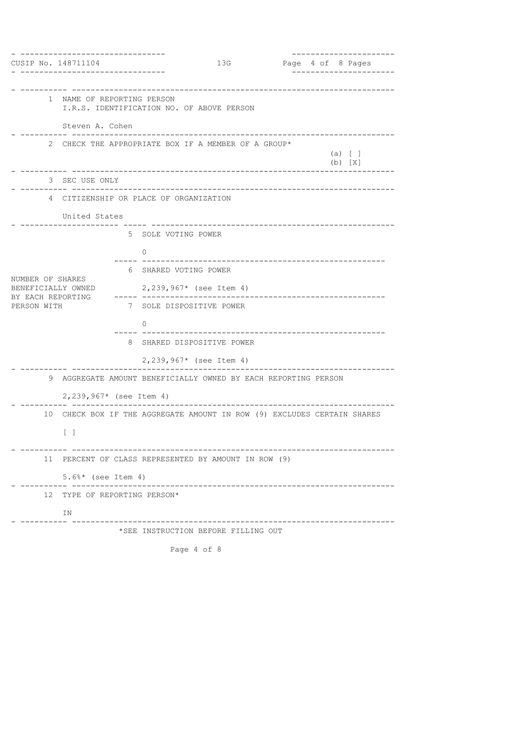CUSIP No. 148711104 | 13G

| | |
|---|---|
| 1 | NAME OF REPORTING PERSON<br>I.R.S. IDENTIFICATION NO. OF ABOVE PERSON<br><br>Steven A. Cohen |
| 2 | CHECK THE APPROPRIATE BOX IF A MEMBER OF A GROUP*<br>(a) [ ]<br>(b) [X] |
| 3 | SEC USE ONLY |
| 4 | CITIZENSHIP OR PLACE OF ORGANIZATION<br><br>United States |

| | | |
|---|---|---|
| NUMBER OF SHARES BENEFICIALLY OWNED BY EACH REPORTING PERSON WITH | 5 | SOLE VOTING POWER<br><br>0 |
| | 6 | SHARED VOTING POWER<br><br>2,239,967* (see Item 4) |
| | 7 | SOLE DISPOSITIVE POWER<br><br>0 |
| | 8 | SHARED DISPOSITIVE POWER<br><br>2,239,967* (see Item 4) |

| | |
|---|---|
| 9 | AGGREGATE AMOUNT BENEFICIALLY OWNED BY EACH REPORTING PERSON<br><br>2,239,967* (see Item 4) |
| 10 | CHECK BOX IF THE AGGREGATE AMOUNT IN ROW (9) EXCLUDES CERTAIN SHARES<br><br>[ ] |
| 11 | PERCENT OF CLASS REPRESENTED BY AMOUNT IN ROW (9)<br><br>5.6%* (see Item 4) |
| 12 | TYPE OF REPORTING PERSON*<br><br>IN |

*SEE INSTRUCTION BEFORE FILLING OUT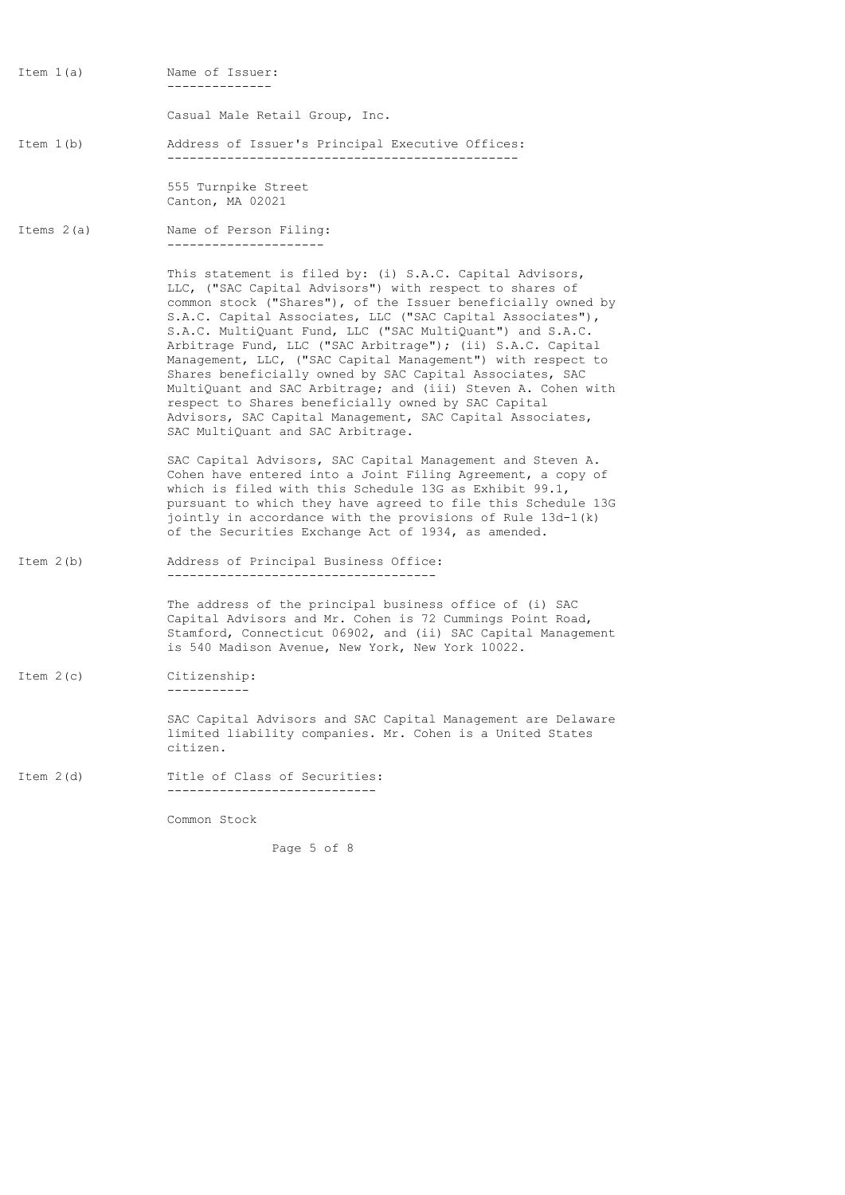**Item 1(a)** Name of Issuer:

Casual Male Retail Group, Inc.

**Item 1(b)** Address of Issuer's Principal Executive Offices:

555 Turnpike Street
Canton, MA 02021

**Items 2(a)** Name of Person Filing:

This statement is filed by: (i) S.A.C. Capital Advisors, LLC, ("SAC Capital Advisors") with respect to shares of common stock ("Shares"), of the Issuer beneficially owned by S.A.C. Capital Associates, LLC ("SAC Capital Associates"), S.A.C. MultiQuant Fund, LLC ("SAC MultiQuant") and S.A.C. Arbitrage Fund, LLC ("SAC Arbitrage"); (ii) S.A.C. Capital Management, LLC, ("SAC Capital Management") with respect to Shares beneficially owned by SAC Capital Associates, SAC MultiQuant and SAC Arbitrage; and (iii) Steven A. Cohen with respect to Shares beneficially owned by SAC Capital Advisors, SAC Capital Management, SAC Capital Associates, SAC MultiQuant and SAC Arbitrage.

SAC Capital Advisors, SAC Capital Management and Steven A. Cohen have entered into a Joint Filing Agreement, a copy of which is filed with this Schedule 13G as Exhibit 99.1, pursuant to which they have agreed to file this Schedule 13G jointly in accordance with the provisions of Rule 13d-1(k) of the Securities Exchange Act of 1934, as amended.

**Item 2(b)** Address of Principal Business Office:

The address of the principal business office of (i) SAC Capital Advisors and Mr. Cohen is 72 Cummings Point Road, Stamford, Connecticut 06902, and (ii) SAC Capital Management is 540 Madison Avenue, New York, New York 10022.

**Item 2(c)** Citizenship:

SAC Capital Advisors and SAC Capital Management are Delaware limited liability companies. Mr. Cohen is a United States citizen.

**Item 2(d)** Title of Class of Securities:

Common Stock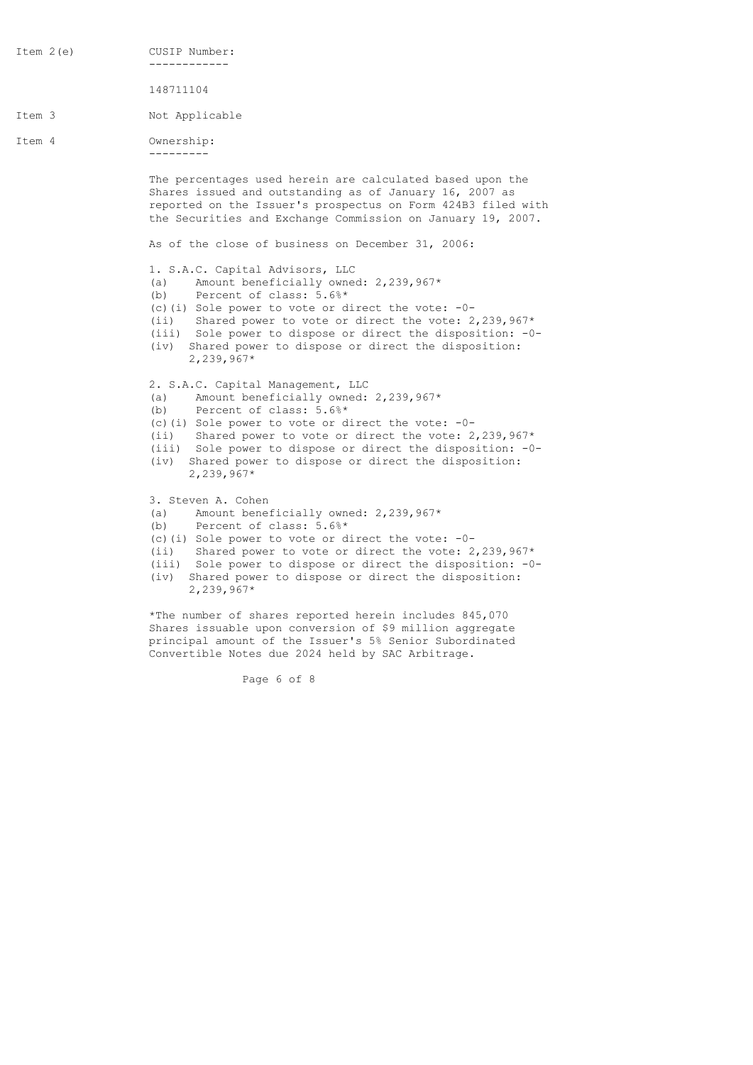Item 2(e) **CUSIP Number:**

148711104

Item 3 Not Applicable

Item 4 **Ownership:**

The percentages used herein are calculated based upon the Shares issued and outstanding as of January 16, 2007 as reported on the Issuer's prospectus on Form 424B3 filed with the Securities and Exchange Commission on January 19, 2007.

As of the close of business on December 31, 2006:

1. S.A.C. Capital Advisors, LLC
   - (a) Amount beneficially owned: 2,239,967*
   - (b) Percent of class: 5.6%*
   - (c)(i) Sole power to vote or direct the vote: -0-
   - (ii) Shared power to vote or direct the vote: 2,239,967*
   - (iii) Sole power to dispose or direct the disposition: -0-
   - (iv) Shared power to dispose or direct the disposition: 2,239,967*

2. S.A.C. Capital Management, LLC
   - (a) Amount beneficially owned: 2,239,967*
   - (b) Percent of class: 5.6%*
   - (c)(i) Sole power to vote or direct the vote: -0-
   - (ii) Shared power to vote or direct the vote: 2,239,967*
   - (iii) Sole power to dispose or direct the disposition: -0-
   - (iv) Shared power to dispose or direct the disposition: 2,239,967*

3. Steven A. Cohen
   - (a) Amount beneficially owned: 2,239,967*
   - (b) Percent of class: 5.6%*
   - (c)(i) Sole power to vote or direct the vote: -0-
   - (ii) Shared power to vote or direct the vote: 2,239,967*
   - (iii) Sole power to dispose or direct the disposition: -0-
   - (iv) Shared power to dispose or direct the disposition: 2,239,967*

*The number of shares reported herein includes 845,070 Shares issuable upon conversion of $9 million aggregate principal amount of the Issuer's 5% Senior Subordinated Convertible Notes due 2024 held by SAC Arbitrage.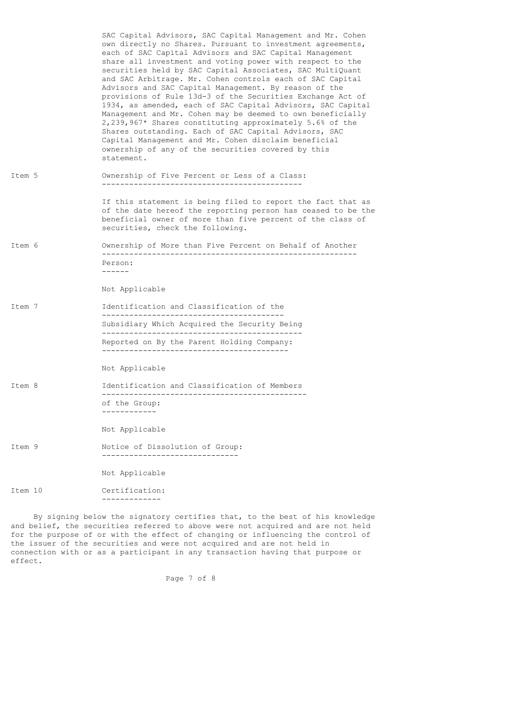SAC Capital Advisors, SAC Capital Management and Mr. Cohen own directly no Shares. Pursuant to investment agreements, each of SAC Capital Advisors and SAC Capital Management share all investment and voting power with respect to the securities held by SAC Capital Associates, SAC MultiQuant and SAC Arbitrage. Mr. Cohen controls each of SAC Capital Advisors and SAC Capital Management. By reason of the provisions of Rule 13d-3 of the Securities Exchange Act of 1934, as amended, each of SAC Capital Advisors, SAC Capital Management and Mr. Cohen may be deemed to own beneficially 2,239,967* Shares constituting approximately 5.6% of the Shares outstanding. Each of SAC Capital Advisors, SAC Capital Management and Mr. Cohen disclaim beneficial ownership of any of the securities covered by this statement.

Item 5 **Ownership of Five Percent or Less of a Class:**

If this statement is being filed to report the fact that as of the date hereof the reporting person has ceased to be the beneficial owner of more than five percent of the class of securities, check the following.

Item 6 **Ownership of More than Five Percent on Behalf of Another Person:**

Not Applicable

Item 7 **Identification and Classification of the Subsidiary Which Acquired the Security Being Reported on By the Parent Holding Company:**

Not Applicable

Item 8 **Identification and Classification of Members of the Group:**

Not Applicable

Item 9 **Notice of Dissolution of Group:**

Not Applicable

Item 10 **Certification:**

By signing below the signatory certifies that, to the best of his knowledge and belief, the securities referred to above were not acquired and are not held for the purpose of or with the effect of changing or influencing the control of the issuer of the securities and were not acquired and are not held in connection with or as a participant in any transaction having that purpose or effect.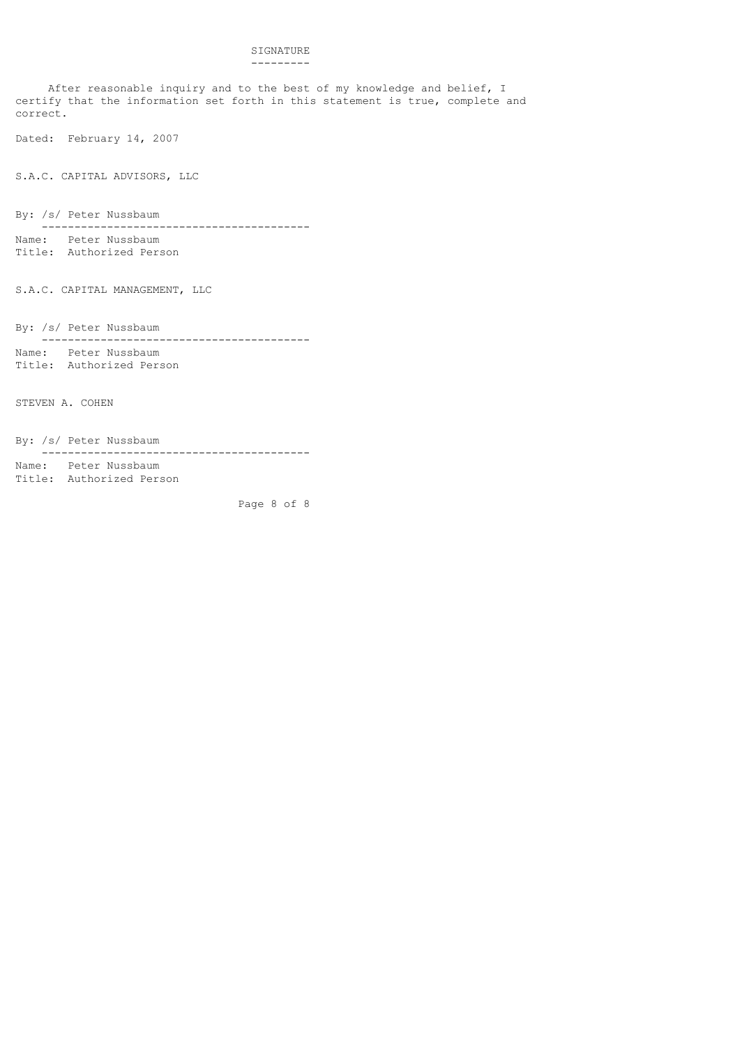## SIGNATURE

After reasonable inquiry and to the best of my knowledge and belief, I certify that the information set forth in this statement is true, complete and correct.

Dated: February 14, 2007

S.A.C. CAPITAL ADVISORS, LLC

By: /s/ Peter Nussbaum

Name: Peter Nussbaum
Title: Authorized Person

S.A.C. CAPITAL MANAGEMENT, LLC

By: /s/ Peter Nussbaum

Name: Peter Nussbaum
Title: Authorized Person

STEVEN A. COHEN

By: /s/ Peter Nussbaum

Name: Peter Nussbaum
Title: Authorized Person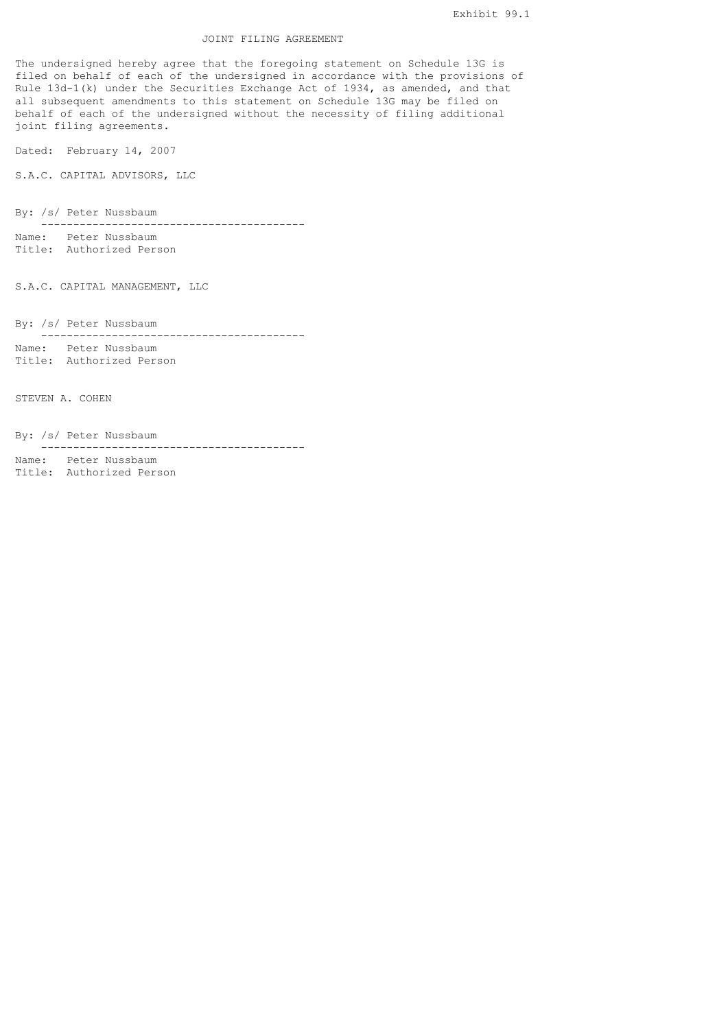Exhibit 99.1

# JOINT FILING AGREEMENT

The undersigned hereby agree that the foregoing statement on Schedule 13G is filed on behalf of each of the undersigned in accordance with the provisions of Rule 13d-1(k) under the Securities Exchange Act of 1934, as amended, and that all subsequent amendments to this statement on Schedule 13G may be filed on behalf of each of the undersigned without the necessity of filing additional joint filing agreements.

Dated: February 14, 2007

S.A.C. CAPITAL ADVISORS, LLC

By: /s/ Peter Nussbaum

Name: Peter Nussbaum
Title: Authorized Person

S.A.C. CAPITAL MANAGEMENT, LLC

By: /s/ Peter Nussbaum

Name: Peter Nussbaum
Title: Authorized Person

STEVEN A. COHEN

By: /s/ Peter Nussbaum

Name: Peter Nussbaum
Title: Authorized Person